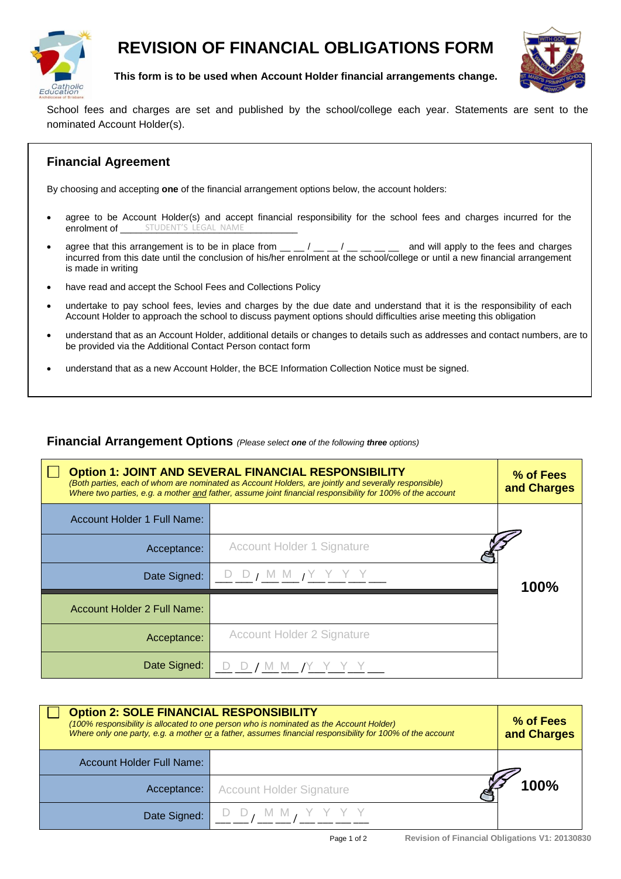# REVISION OF FINANCIAL OBLIGATIONS FORM

**This form is to be used when Account Holder financial arrangements change.**

School fees and charges are set and published by the school/college each year. Statements are sent to the nominated Account Holder(s).

## Financial Agreement

By choosing and accepting **one** of the financial arrangement options below, the account holders:

- agree to be Account Holder(s) and accept financial responsibility for the school fees and charges incurred for the enrolment of ______STUDENT'S LEGAL NAME____________
- agree that this arrangement is to be in place from __ __ / __ __ / __ __ __ __ and will apply to the fees and charges incurred from this date until the conclusion of his/her enrolment at the school/college or until a new financial arrangement is made in writing
- have read and accept the School Fees and Collections Policy
- undertake to pay school fees, levies and charges by the due date and understand that it is the responsibility of each Account Holder to approach the school to discuss payment options should difficulties arise meeting this obligation
- understand that as an Account Holder, additional details or changes to details such as addresses and contact numbers, are to be provided via the Additional Contact Person contact form
- understand that as a new Account Holder, the BCE Information Collection Notice must be signed.

## Financial Arrangement Options *(Please select **one** of the following **three** options)*

| ☐ **Option 1: JOINT AND SEVERAL FINANCIAL RESPONSIBILITY** *(Both parties, each of whom are nominated as Account Holders, are jointly and severally responsible) Where two parties, e.g. a mother and father, assume joint financial responsibility for 100% of the account* | | **% of Fees and Charges** |
|---|---|---|
| Account Holder 1 Full Name: | | **100%** |
| Acceptance: | Account Holder 1 Signature | |
| Date Signed: | D D / M M / Y Y Y Y | |
| Account Holder 2 Full Name: | | |
| Acceptance: | Account Holder 2 Signature | |
| Date Signed: | D D / M M / Y Y Y Y | |

| ☐ **Option 2: SOLE FINANCIAL RESPONSIBILITY** *(100% responsibility is allocated to one person who is nominated as the Account Holder) Where only one party, e.g. a mother or a father, assumes financial responsibility for 100% of the account* | | **% of Fees and Charges** |
|---|---|---|
| Account Holder Full Name: | | **100%** |
| Acceptance: | Account Holder Signature | |
| Date Signed: | D D / M M / Y Y Y Y | |

Revision of Financial Obligations V1: 20130830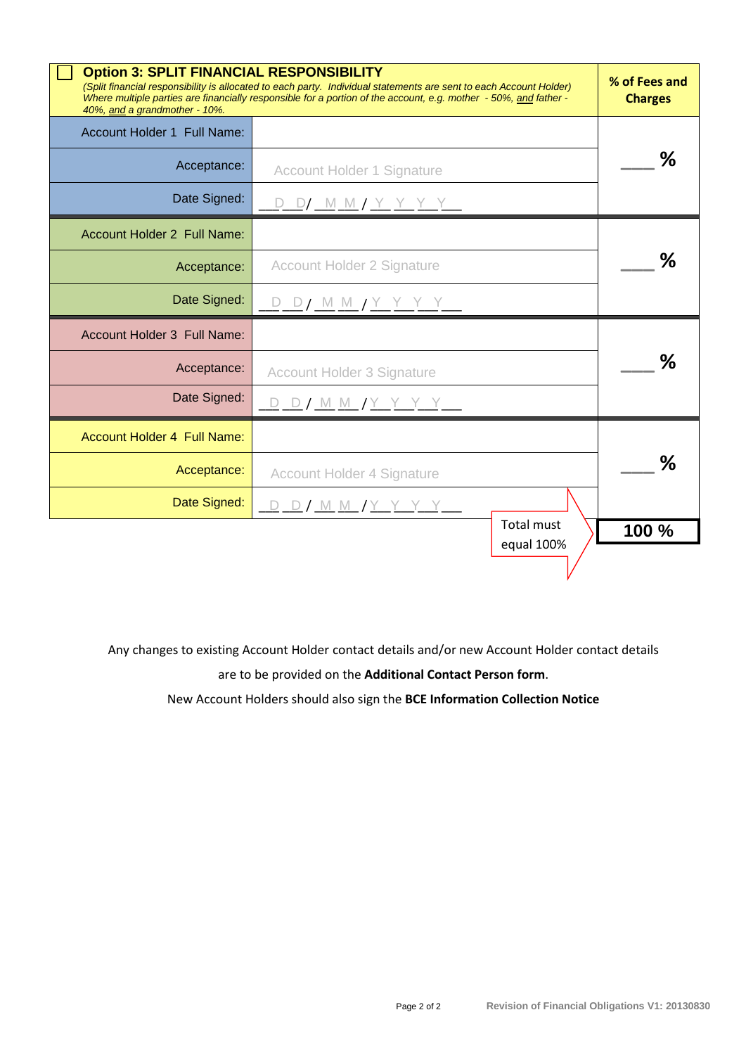☐ **Option 3: SPLIT FINANCIAL RESPONSIBILITY**

*(Split financial responsibility is allocated to each party. Individual statements are sent to each Account Holder)*
*Where multiple parties are financially responsible for a portion of the account, e.g. mother - 50%, and father - 40%, and a grandmother - 10%.*

| | | **% of Fees and Charges** |
|---|---|---|
| Account Holder 1 Full Name: | | ____ % |
| Acceptance: | Account Holder 1 Signature | |
| Date Signed: | D D / M M / Y Y Y Y | |
| Account Holder 2 Full Name: | | ____ % |
| Acceptance: | Account Holder 2 Signature | |
| Date Signed: | D D / M M / Y Y Y Y | |
| Account Holder 3 Full Name: | | ____ % |
| Acceptance: | Account Holder 3 Signature | |
| Date Signed: | D D / M M / Y Y Y Y | |
| Account Holder 4 Full Name: | | ____ % |
| Acceptance: | Account Holder 4 Signature | |
| Date Signed: | D D / M M / Y Y Y Y | |
| | Total must equal 100% | **100 %** |

Any changes to existing Account Holder contact details and/or new Account Holder contact details are to be provided on the **Additional Contact Person form**.

New Account Holders should also sign the **BCE Information Collection Notice**

Revision of Financial Obligations V1: 20130830